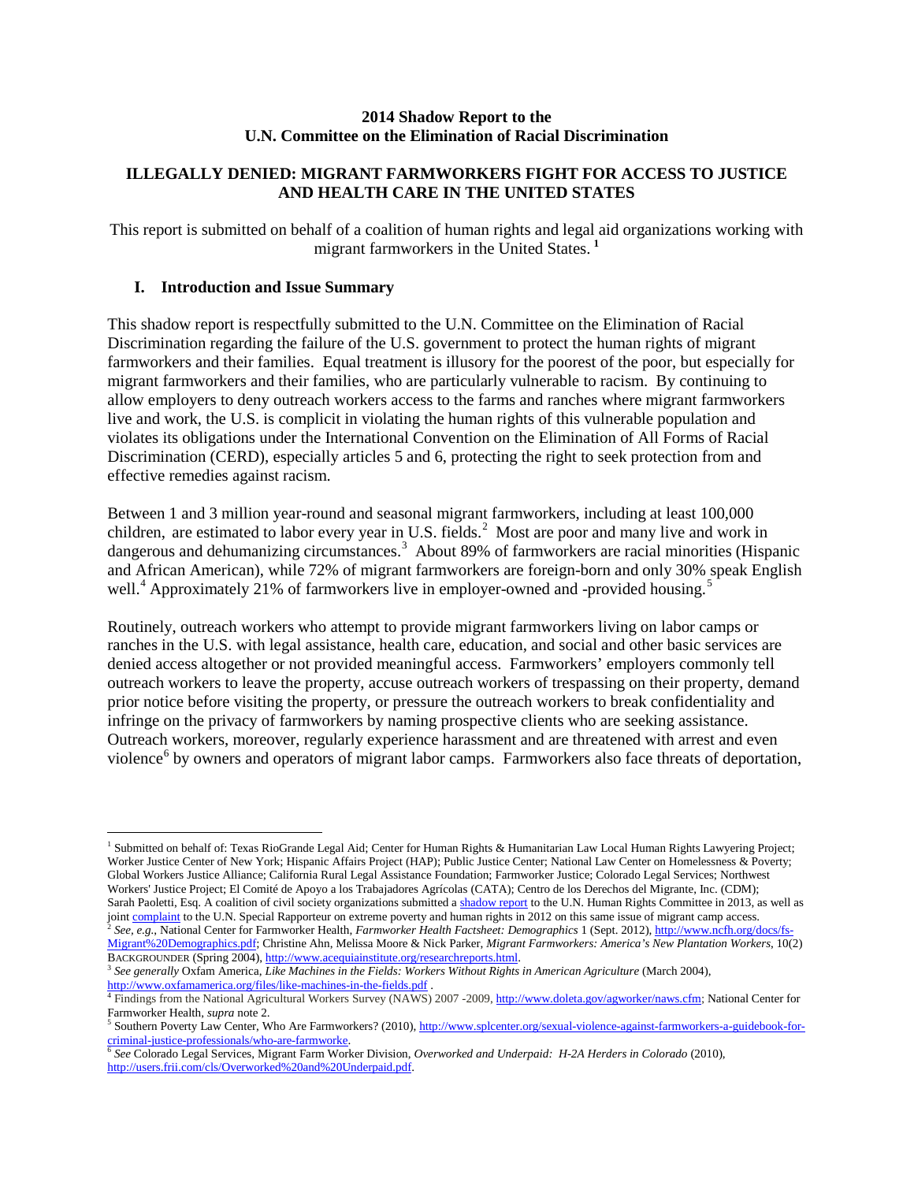**2014 Shadow Report to the U.N. Committee on the Elimination of Racial Discrimination**

# ILLEGALLY DENIED: MIGRANT FARMWORKERS FIGHT FOR ACCESS TO JUSTICE AND HEALTH CARE IN THE UNITED STATES

This report is submitted on behalf of a coalition of human rights and legal aid organizations working with migrant farmworkers in the United States. [1]

## I. Introduction and Issue Summary

This shadow report is respectfully submitted to the U.N. Committee on the Elimination of Racial Discrimination regarding the failure of the U.S. government to protect the human rights of migrant farmworkers and their families. Equal treatment is illusory for the poorest of the poor, but especially for migrant farmworkers and their families, who are particularly vulnerable to racism. By continuing to allow employers to deny outreach workers access to the farms and ranches where migrant farmworkers live and work, the U.S. is complicit in violating the human rights of this vulnerable population and violates its obligations under the International Convention on the Elimination of All Forms of Racial Discrimination (CERD), especially articles 5 and 6, protecting the right to seek protection from and effective remedies against racism.

Between 1 and 3 million year-round and seasonal migrant farmworkers, including at least 100,000 children, are estimated to labor every year in U.S. fields.[2] Most are poor and many live and work in dangerous and dehumanizing circumstances.[3] About 89% of farmworkers are racial minorities (Hispanic and African American), while 72% of migrant farmworkers are foreign-born and only 30% speak English well.[4] Approximately 21% of farmworkers live in employer-owned and -provided housing.[5]

Routinely, outreach workers who attempt to provide migrant farmworkers living on labor camps or ranches in the U.S. with legal assistance, health care, education, and social and other basic services are denied access altogether or not provided meaningful access. Farmworkers' employers commonly tell outreach workers to leave the property, accuse outreach workers of trespassing on their property, demand prior notice before visiting the property, or pressure the outreach workers to break confidentiality and infringe on the privacy of farmworkers by naming prospective clients who are seeking assistance. Outreach workers, moreover, regularly experience harassment and are threatened with arrest and even violence[6] by owners and operators of migrant labor camps. Farmworkers also face threats of deportation,

---

[1] Submitted on behalf of: Texas RioGrande Legal Aid; Center for Human Rights & Humanitarian Law Local Human Rights Lawyering Project; Worker Justice Center of New York; Hispanic Affairs Project (HAP); Public Justice Center; National Law Center on Homelessness & Poverty; Global Workers Justice Alliance; California Rural Legal Assistance Foundation; Farmworker Justice; Colorado Legal Services; Northwest Workers' Justice Project; El Comité de Apoyo a los Trabajadores Agrícolas (CATA); Centro de los Derechos del Migrante, Inc. (CDM); Sarah Paoletti, Esq. A coalition of civil society organizations submitted a shadow report to the U.N. Human Rights Committee in 2013, as well as joint complaint to the U.N. Special Rapporteur on extreme poverty and human rights in 2012 on this same issue of migrant camp access.

[2] *See, e.g.*, National Center for Farmworker Health, *Farmworker Health Factsheet: Demographics* 1 (Sept. 2012), http://www.ncfh.org/docs/fs-Migrant%20Demographics.pdf; Christine Ahn, Melissa Moore & Nick Parker, *Migrant Farmworkers: America's New Plantation Workers*, 10(2) BACKGROUNDER (Spring 2004), http://www.acequiainstitute.org/researchreports.html.

[3] *See generally* Oxfam America, *Like Machines in the Fields: Workers Without Rights in American Agriculture* (March 2004), http://www.oxfamamerica.org/files/like-machines-in-the-fields.pdf .

[4] Findings from the National Agricultural Workers Survey (NAWS) 2007 -2009, http://www.doleta.gov/agworker/naws.cfm; National Center for Farmworker Health, *supra* note 2.

[5] Southern Poverty Law Center, Who Are Farmworkers? (2010), http://www.splcenter.org/sexual-violence-against-farmworkers-a-guidebook-for-criminal-justice-professionals/who-are-farmworke.

[6] *See* Colorado Legal Services, Migrant Farm Worker Division, *Overworked and Underpaid: H-2A Herders in Colorado* (2010), http://users.frii.com/cls/Overworked%20and%20Underpaid.pdf.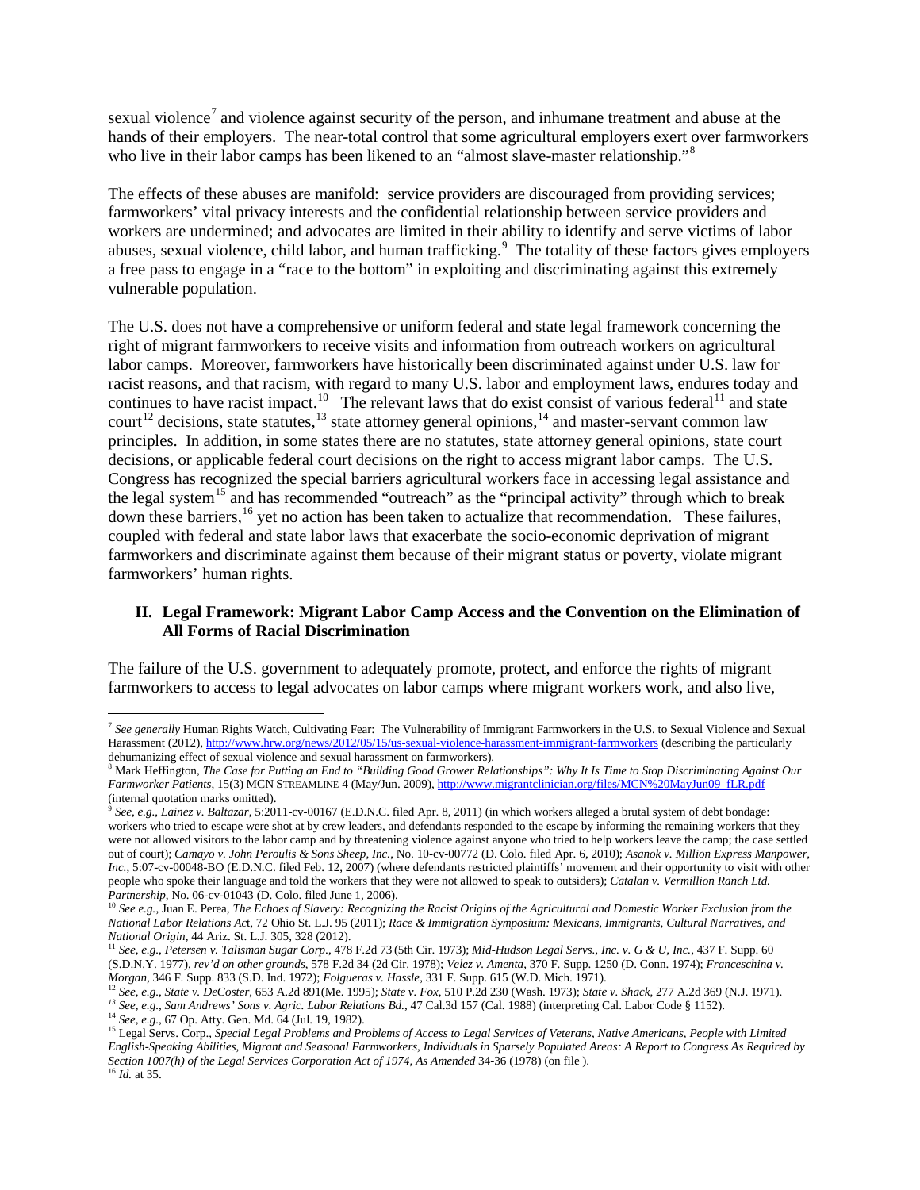sexual violence[7] and violence against security of the person, and inhumane treatment and abuse at the hands of their employers. The near-total control that some agricultural employers exert over farmworkers who live in their labor camps has been likened to an "almost slave-master relationship."[8]

The effects of these abuses are manifold: service providers are discouraged from providing services; farmworkers' vital privacy interests and the confidential relationship between service providers and workers are undermined; and advocates are limited in their ability to identify and serve victims of labor abuses, sexual violence, child labor, and human trafficking.[9] The totality of these factors gives employers a free pass to engage in a "race to the bottom" in exploiting and discriminating against this extremely vulnerable population.

The U.S. does not have a comprehensive or uniform federal and state legal framework concerning the right of migrant farmworkers to receive visits and information from outreach workers on agricultural labor camps. Moreover, farmworkers have historically been discriminated against under U.S. law for racist reasons, and that racism, with regard to many U.S. labor and employment laws, endures today and continues to have racist impact.[10] The relevant laws that do exist consist of various federal[11] and state court[12] decisions, state statutes,[13] state attorney general opinions,[14] and master-servant common law principles. In addition, in some states there are no statutes, state attorney general opinions, state court decisions, or applicable federal court decisions on the right to access migrant labor camps. The U.S. Congress has recognized the special barriers agricultural workers face in accessing legal assistance and the legal system[15] and has recommended "outreach" as the "principal activity" through which to break down these barriers,[16] yet no action has been taken to actualize that recommendation. These failures, coupled with federal and state labor laws that exacerbate the socio-economic deprivation of migrant farmworkers and discriminate against them because of their migrant status or poverty, violate migrant farmworkers' human rights.

## II. Legal Framework: Migrant Labor Camp Access and the Convention on the Elimination of All Forms of Racial Discrimination

The failure of the U.S. government to adequately promote, protect, and enforce the rights of migrant farmworkers to access to legal advocates on labor camps where migrant workers work, and also live,

---

[7] *See generally* Human Rights Watch, Cultivating Fear: The Vulnerability of Immigrant Farmworkers in the U.S. to Sexual Violence and Sexual Harassment (2012), http://www.hrw.org/news/2012/05/15/us-sexual-violence-harassment-immigrant-farmworkers (describing the particularly dehumanizing effect of sexual violence and sexual harassment on farmworkers).

[8] Mark Heffington, *The Case for Putting an End to "Building Good Grower Relationships": Why It Is Time to Stop Discriminating Against Our Farmworker Patients*, 15(3) MCN STREAMLINE 4 (May/Jun. 2009), http://www.migrantclinician.org/files/MCN%20MayJun09_fLR.pdf (internal quotation marks omitted).

[9] *See, e.g.*, *Lainez v. Baltazar*, 5:2011-cv-00167 (E.D.N.C. filed Apr. 8, 2011) (in which workers alleged a brutal system of debt bondage: workers who tried to escape were shot at by crew leaders, and defendants responded to the escape by informing the remaining workers that they were not allowed visitors to the labor camp and by threatening violence against anyone who tried to help workers leave the camp; the case settled out of court); *Camayo v. John Peroulis & Sons Sheep, Inc.*, No. 10-cv-00772 (D. Colo. filed Apr. 6, 2010); *Asanok v. Million Express Manpower, Inc.*, 5:07-cv-00048-BO (E.D.N.C. filed Feb. 12, 2007) (where defendants restricted plaintiffs' movement and their opportunity to visit with other people who spoke their language and told the workers that they were not allowed to speak to outsiders); *Catalan v. Vermillion Ranch Ltd. Partnership*, No. 06-cv-01043 (D. Colo. filed June 1, 2006).

[10] *See e.g.*, Juan E. Perea, *The Echoes of Slavery: Recognizing the Racist Origins of the Agricultural and Domestic Worker Exclusion from the National Labor Relations Act*, 72 Ohio St. L.J. 95 (2011); *Race & Immigration Symposium: Mexicans, Immigrants, Cultural Narratives, and National Origin*, 44 Ariz. St. L.J. 305, 328 (2012).

[11] *See, e.g.*, *Petersen v. Talisman Sugar Corp.*, 478 F.2d 73 (5th Cir. 1973); *Mid-Hudson Legal Servs., Inc. v. G & U, Inc.*, 437 F. Supp. 60 (S.D.N.Y. 1977), *rev'd on other grounds*, 578 F.2d 34 (2d Cir. 1978); *Velez v. Amenta*, 370 F. Supp. 1250 (D. Conn. 1974); *Franceschina v. Morgan*, 346 F. Supp. 833 (S.D. Ind. 1972); *Folgueras v. Hassle*, 331 F. Supp. 615 (W.D. Mich. 1971).

[12] *See, e.g.*, *State v. DeCoster*, 653 A.2d 891(Me. 1995); *State v. Fox*, 510 P.2d 230 (Wash. 1973); *State v. Shack*, 277 A.2d 369 (N.J. 1971).

[13] *See, e.g.*, *Sam Andrews' Sons v. Agric. Labor Relations Bd.*, 47 Cal.3d 157 (Cal. 1988) (interpreting Cal. Labor Code § 1152).

[14] *See, e.g.*, 67 Op. Atty. Gen. Md. 64 (Jul. 19, 1982).

[15] Legal Servs. Corp., *Special Legal Problems and Problems of Access to Legal Services of Veterans, Native Americans, People with Limited English-Speaking Abilities, Migrant and Seasonal Farmworkers, Individuals in Sparsely Populated Areas: A Report to Congress As Required by Section 1007(h) of the Legal Services Corporation Act of 1974, As Amended* 34-36 (1978) (on file ).

[16] *Id.* at 35.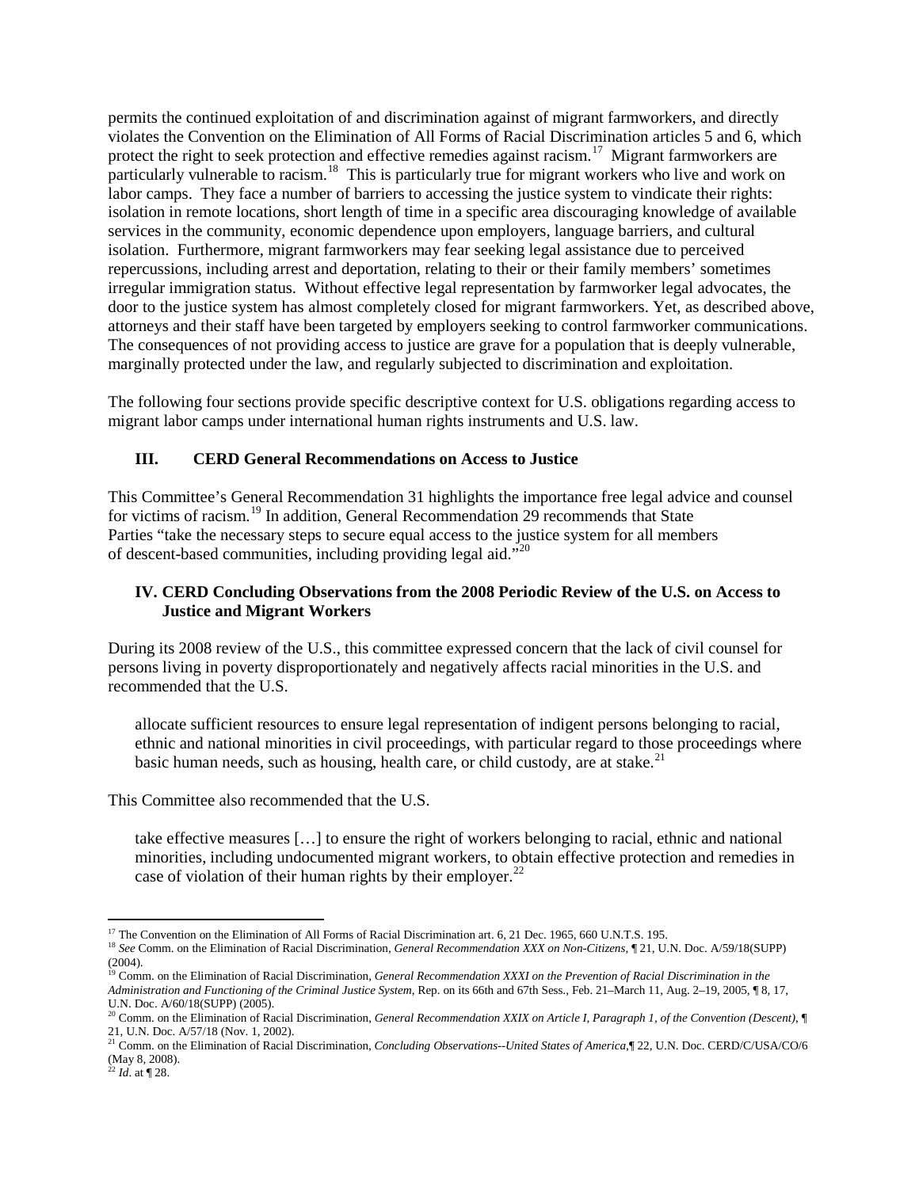permits the continued exploitation of and discrimination against of migrant farmworkers, and directly violates the Convention on the Elimination of All Forms of Racial Discrimination articles 5 and 6, which protect the right to seek protection and effective remedies against racism.[17] Migrant farmworkers are particularly vulnerable to racism.[18] This is particularly true for migrant workers who live and work on labor camps. They face a number of barriers to accessing the justice system to vindicate their rights: isolation in remote locations, short length of time in a specific area discouraging knowledge of available services in the community, economic dependence upon employers, language barriers, and cultural isolation. Furthermore, migrant farmworkers may fear seeking legal assistance due to perceived repercussions, including arrest and deportation, relating to their or their family members' sometimes irregular immigration status. Without effective legal representation by farmworker legal advocates, the door to the justice system has almost completely closed for migrant farmworkers. Yet, as described above, attorneys and their staff have been targeted by employers seeking to control farmworker communications. The consequences of not providing access to justice are grave for a population that is deeply vulnerable, marginally protected under the law, and regularly subjected to discrimination and exploitation.

The following four sections provide specific descriptive context for U.S. obligations regarding access to migrant labor camps under international human rights instruments and U.S. law.

## III. CERD General Recommendations on Access to Justice

This Committee's General Recommendation 31 highlights the importance free legal advice and counsel for victims of racism.[19] In addition, General Recommendation 29 recommends that State Parties "take the necessary steps to secure equal access to the justice system for all members of descent-based communities, including providing legal aid."[20]

## IV. CERD Concluding Observations from the 2008 Periodic Review of the U.S. on Access to Justice and Migrant Workers

During its 2008 review of the U.S., this committee expressed concern that the lack of civil counsel for persons living in poverty disproportionately and negatively affects racial minorities in the U.S. and recommended that the U.S.

> allocate sufficient resources to ensure legal representation of indigent persons belonging to racial, ethnic and national minorities in civil proceedings, with particular regard to those proceedings where basic human needs, such as housing, health care, or child custody, are at stake.[21]

This Committee also recommended that the U.S.

> take effective measures […] to ensure the right of workers belonging to racial, ethnic and national minorities, including undocumented migrant workers, to obtain effective protection and remedies in case of violation of their human rights by their employer.[22]

---

[17] The Convention on the Elimination of All Forms of Racial Discrimination art. 6, 21 Dec. 1965, 660 U.N.T.S. 195.

[18] *See* Comm. on the Elimination of Racial Discrimination, *General Recommendation XXX on Non-Citizens*, ¶ 21, U.N. Doc. A/59/18(SUPP) (2004).

[19] Comm. on the Elimination of Racial Discrimination, *General Recommendation XXXI on the Prevention of Racial Discrimination in the Administration and Functioning of the Criminal Justice System*, Rep. on its 66th and 67th Sess., Feb. 21–March 11, Aug. 2–19, 2005, ¶ 8, 17, U.N. Doc. A/60/18(SUPP) (2005).

[20] Comm. on the Elimination of Racial Discrimination, *General Recommendation XXIX on Article I, Paragraph 1, of the Convention (Descent)*, ¶ 21, U.N. Doc. A/57/18 (Nov. 1, 2002).

[21] Comm. on the Elimination of Racial Discrimination, *Concluding Observations--United States of America*,¶ 22, U.N. Doc. CERD/C/USA/CO/6 (May 8, 2008).

[22] *Id*. at ¶ 28.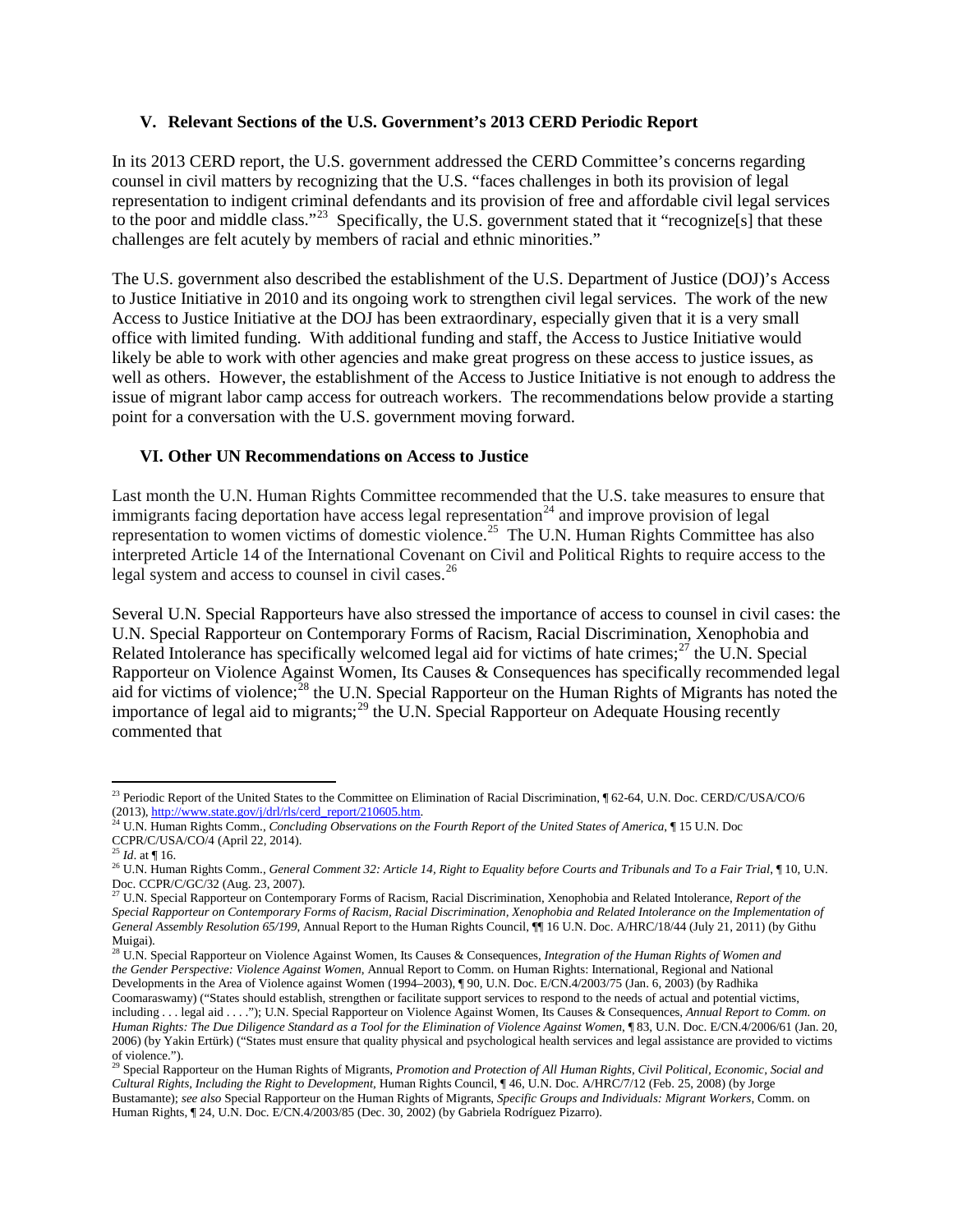## V. Relevant Sections of the U.S. Government's 2013 CERD Periodic Report

In its 2013 CERD report, the U.S. government addressed the CERD Committee's concerns regarding counsel in civil matters by recognizing that the U.S. "faces challenges in both its provision of legal representation to indigent criminal defendants and its provision of free and affordable civil legal services to the poor and middle class."[23] Specifically, the U.S. government stated that it "recognize[s] that these challenges are felt acutely by members of racial and ethnic minorities."

The U.S. government also described the establishment of the U.S. Department of Justice (DOJ)'s Access to Justice Initiative in 2010 and its ongoing work to strengthen civil legal services. The work of the new Access to Justice Initiative at the DOJ has been extraordinary, especially given that it is a very small office with limited funding. With additional funding and staff, the Access to Justice Initiative would likely be able to work with other agencies and make great progress on these access to justice issues, as well as others. However, the establishment of the Access to Justice Initiative is not enough to address the issue of migrant labor camp access for outreach workers. The recommendations below provide a starting point for a conversation with the U.S. government moving forward.

## VI. Other UN Recommendations on Access to Justice

Last month the U.N. Human Rights Committee recommended that the U.S. take measures to ensure that immigrants facing deportation have access legal representation[24] and improve provision of legal representation to women victims of domestic violence.[25] The U.N. Human Rights Committee has also interpreted Article 14 of the International Covenant on Civil and Political Rights to require access to the legal system and access to counsel in civil cases.[26]

Several U.N. Special Rapporteurs have also stressed the importance of access to counsel in civil cases: the U.N. Special Rapporteur on Contemporary Forms of Racism, Racial Discrimination, Xenophobia and Related Intolerance has specifically welcomed legal aid for victims of hate crimes;[27] the U.N. Special Rapporteur on Violence Against Women, Its Causes & Consequences has specifically recommended legal aid for victims of violence;[28] the U.N. Special Rapporteur on the Human Rights of Migrants has noted the importance of legal aid to migrants;[29] the U.N. Special Rapporteur on Adequate Housing recently commented that

---

[23] Periodic Report of the United States to the Committee on Elimination of Racial Discrimination, ¶ 62-64, U.N. Doc. CERD/C/USA/CO/6 (2013), http://www.state.gov/j/drl/rls/cerd_report/210605.htm.

[24] U.N. Human Rights Comm., *Concluding Observations on the Fourth Report of the United States of America*, ¶ 15 U.N. Doc CCPR/C/USA/CO/4 (April 22, 2014).

[25] *Id*. at ¶ 16.

[26] U.N. Human Rights Comm., *General Comment 32: Article 14, Right to Equality before Courts and Tribunals and To a Fair Trial*, ¶ 10, U.N. Doc. CCPR/C/GC/32 (Aug. 23, 2007).

[27] U.N. Special Rapporteur on Contemporary Forms of Racism, Racial Discrimination, Xenophobia and Related Intolerance, *Report of the Special Rapporteur on Contemporary Forms of Racism, Racial Discrimination, Xenophobia and Related Intolerance on the Implementation of General Assembly Resolution 65/199*, Annual Report to the Human Rights Council, ¶¶ 16 U.N. Doc. A/HRC/18/44 (July 21, 2011) (by Githu Muigai).

[28] U.N. Special Rapporteur on Violence Against Women, Its Causes & Consequences, *Integration of the Human Rights of Women and the Gender Perspective: Violence Against Women*, Annual Report to Comm. on Human Rights: International, Regional and National Developments in the Area of Violence against Women (1994–2003), ¶ 90, U.N. Doc. E/CN.4/2003/75 (Jan. 6, 2003) (by Radhika Coomaraswamy) ("States should establish, strengthen or facilitate support services to respond to the needs of actual and potential victims, including . . . legal aid . . . ."); U.N. Special Rapporteur on Violence Against Women, Its Causes & Consequences, *Annual Report to Comm. on Human Rights: The Due Diligence Standard as a Tool for the Elimination of Violence Against Women*, ¶ 83, U.N. Doc. E/CN.4/2006/61 (Jan. 20, 2006) (by Yakin Ertürk) ("States must ensure that quality physical and psychological health services and legal assistance are provided to victims of violence.").

[29] Special Rapporteur on the Human Rights of Migrants, *Promotion and Protection of All Human Rights, Civil Political, Economic, Social and Cultural Rights, Including the Right to Development*, Human Rights Council, ¶ 46, U.N. Doc. A/HRC/7/12 (Feb. 25, 2008) (by Jorge Bustamante); *see also* Special Rapporteur on the Human Rights of Migrants, *Specific Groups and Individuals: Migrant Workers*, Comm. on Human Rights, ¶ 24, U.N. Doc. E/CN.4/2003/85 (Dec. 30, 2002) (by Gabriela Rodríguez Pizarro).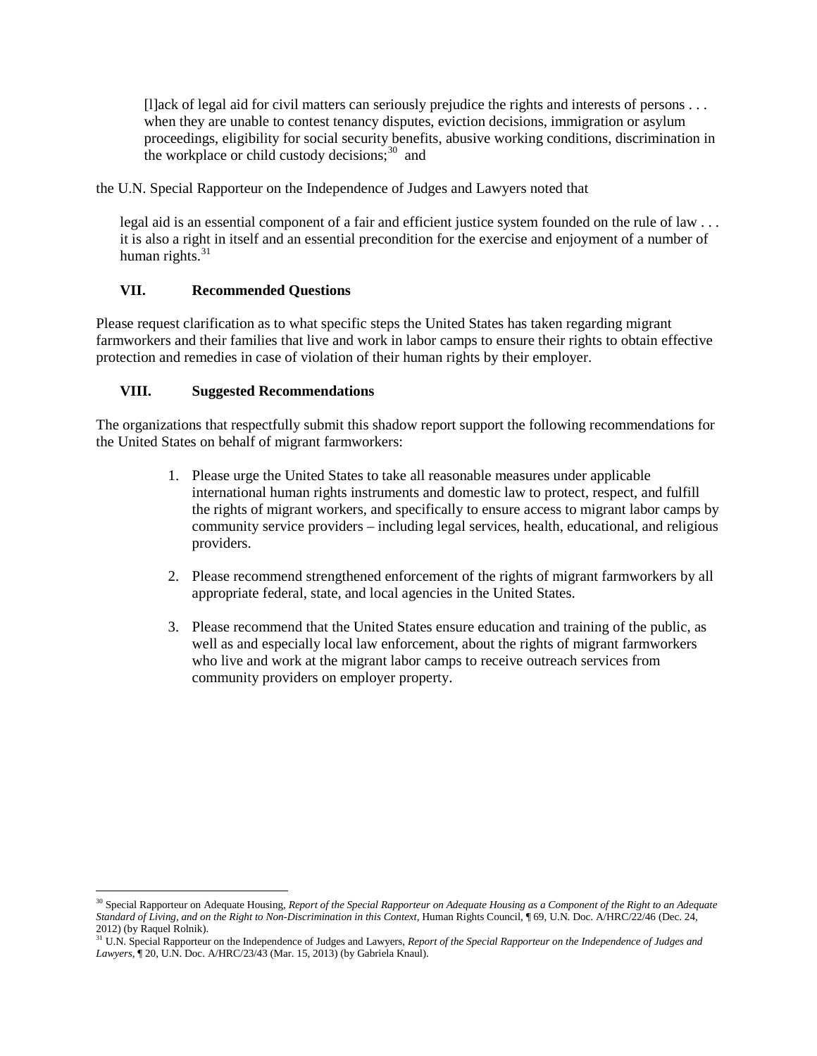> [l]ack of legal aid for civil matters can seriously prejudice the rights and interests of persons . . . when they are unable to contest tenancy disputes, eviction decisions, immigration or asylum proceedings, eligibility for social security benefits, abusive working conditions, discrimination in the workplace or child custody decisions;[30] and

the U.N. Special Rapporteur on the Independence of Judges and Lawyers noted that

> legal aid is an essential component of a fair and efficient justice system founded on the rule of law . . . it is also a right in itself and an essential precondition for the exercise and enjoyment of a number of human rights.[31]

## VII. Recommended Questions

Please request clarification as to what specific steps the United States has taken regarding migrant farmworkers and their families that live and work in labor camps to ensure their rights to obtain effective protection and remedies in case of violation of their human rights by their employer.

## VIII. Suggested Recommendations

The organizations that respectfully submit this shadow report support the following recommendations for the United States on behalf of migrant farmworkers:

1. Please urge the United States to take all reasonable measures under applicable international human rights instruments and domestic law to protect, respect, and fulfill the rights of migrant workers, and specifically to ensure access to migrant labor camps by community service providers – including legal services, health, educational, and religious providers.

2. Please recommend strengthened enforcement of the rights of migrant farmworkers by all appropriate federal, state, and local agencies in the United States.

3. Please recommend that the United States ensure education and training of the public, as well as and especially local law enforcement, about the rights of migrant farmworkers who live and work at the migrant labor camps to receive outreach services from community providers on employer property.

---

[30] Special Rapporteur on Adequate Housing, *Report of the Special Rapporteur on Adequate Housing as a Component of the Right to an Adequate Standard of Living, and on the Right to Non-Discrimination in this Context,* Human Rights Council, ¶ 69, U.N. Doc. A/HRC/22/46 (Dec. 24, 2012) (by Raquel Rolnik).

[31] U.N. Special Rapporteur on the Independence of Judges and Lawyers, *Report of the Special Rapporteur on the Independence of Judges and Lawyers,* ¶ 20, U.N. Doc. A/HRC/23/43 (Mar. 15, 2013) (by Gabriela Knaul).